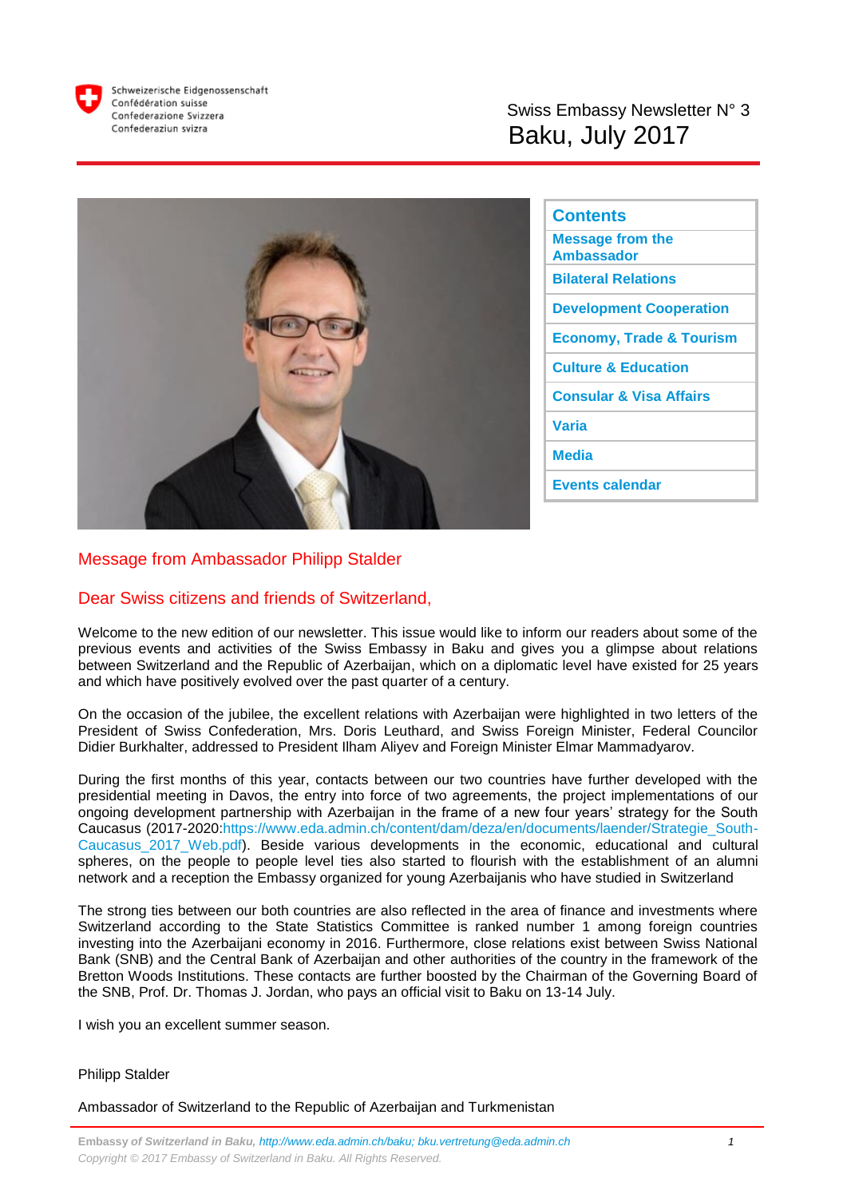Schweizerische Eidgenossenschaft
Confédération suisse
Confederazione Svizzera
Confederaziun svizra

Swiss Embassy Newsletter N° 3
Baku, July 2017

**Contents**

- **Message from the Ambassador**
- **Bilateral Relations**
- **Development Cooperation**
- **Economy, Trade & Tourism**
- **Culture & Education**
- **Consular & Visa Affairs**
- **Varia**
- **Media**
- **Events calendar**

## Message from Ambassador Philipp Stalder

### Dear Swiss citizens and friends of Switzerland,

Welcome to the new edition of our newsletter. This issue would like to inform our readers about some of the previous events and activities of the Swiss Embassy in Baku and gives you a glimpse about relations between Switzerland and the Republic of Azerbaijan, which on a diplomatic level have existed for 25 years and which have positively evolved over the past quarter of a century.

On the occasion of the jubilee, the excellent relations with Azerbaijan were highlighted in two letters of the President of Swiss Confederation, Mrs. Doris Leuthard, and Swiss Foreign Minister, Federal Councilor Didier Burkhalter, addressed to President Ilham Aliyev and Foreign Minister Elmar Mammadyarov.

During the first months of this year, contacts between our two countries have further developed with the presidential meeting in Davos, the entry into force of two agreements, the project implementations of our ongoing development partnership with Azerbaijan in the frame of a new four years' strategy for the South Caucasus (2017-2020:https://www.eda.admin.ch/content/dam/deza/en/documents/laender/Strategie_South-Caucasus_2017_Web.pdf). Beside various developments in the economic, educational and cultural spheres, on the people to people level ties also started to flourish with the establishment of an alumni network and a reception the Embassy organized for young Azerbaijanis who have studied in Switzerland

The strong ties between our both countries are also reflected in the area of finance and investments where Switzerland according to the State Statistics Committee is ranked number 1 among foreign countries investing into the Azerbaijani economy in 2016. Furthermore, close relations exist between Swiss National Bank (SNB) and the Central Bank of Azerbaijan and other authorities of the country in the framework of the Bretton Woods Institutions. These contacts are further boosted by the Chairman of the Governing Board of the SNB, Prof. Dr. Thomas J. Jordan, who pays an official visit to Baku on 13-14 July.

I wish you an excellent summer season.

Philipp Stalder

Ambassador of Switzerland to the Republic of Azerbaijan and Turkmenistan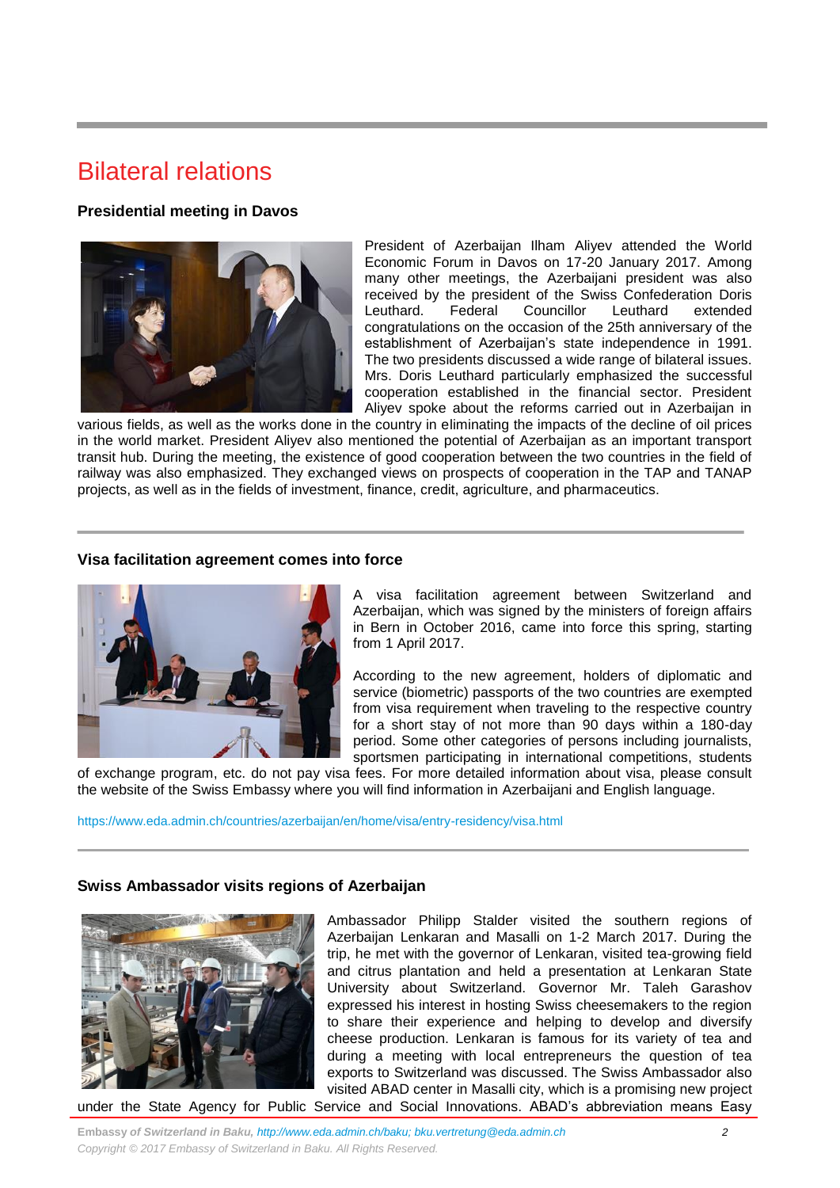# Bilateral relations

### Presidential meeting in Davos

President of Azerbaijan Ilham Aliyev attended the World Economic Forum in Davos on 17-20 January 2017. Among many other meetings, the Azerbaijani president was also received by the president of the Swiss Confederation Doris Leuthard. Federal Councillor Leuthard extended congratulations on the occasion of the 25th anniversary of the establishment of Azerbaijan's state independence in 1991. The two presidents discussed a wide range of bilateral issues. Mrs. Doris Leuthard particularly emphasized the successful cooperation established in the financial sector. President Aliyev spoke about the reforms carried out in Azerbaijan in various fields, as well as the works done in the country in eliminating the impacts of the decline of oil prices in the world market. President Aliyev also mentioned the potential of Azerbaijan as an important transport transit hub. During the meeting, the existence of good cooperation between the two countries in the field of railway was also emphasized. They exchanged views on prospects of cooperation in the TAP and TANAP projects, as well as in the fields of investment, finance, credit, agriculture, and pharmaceutics.

---

### Visa facilitation agreement comes into force

A visa facilitation agreement between Switzerland and Azerbaijan, which was signed by the ministers of foreign affairs in Bern in October 2016, came into force this spring, starting from 1 April 2017.

According to the new agreement, holders of diplomatic and service (biometric) passports of the two countries are exempted from visa requirement when traveling to the respective country for a short stay of not more than 90 days within a 180-day period. Some other categories of persons including journalists, sportsmen participating in international competitions, students of exchange program, etc. do not pay visa fees. For more detailed information about visa, please consult the website of the Swiss Embassy where you will find information in Azerbaijani and English language.

https://www.eda.admin.ch/countries/azerbaijan/en/home/visa/entry-residency/visa.html

---

### Swiss Ambassador visits regions of Azerbaijan

Ambassador Philipp Stalder visited the southern regions of Azerbaijan Lenkaran and Masalli on 1-2 March 2017. During the trip, he met with the governor of Lenkaran, visited tea-growing field and citrus plantation and held a presentation at Lenkaran State University about Switzerland. Governor Mr. Taleh Garashov expressed his interest in hosting Swiss cheesemakers to the region to share their experience and helping to develop and diversify cheese production. Lenkaran is famous for its variety of tea and during a meeting with local entrepreneurs the question of tea exports to Switzerland was discussed. The Swiss Ambassador also visited ABAD center in Masalli city, which is a promising new project under the State Agency for Public Service and Social Innovations. ABAD's abbreviation means Easy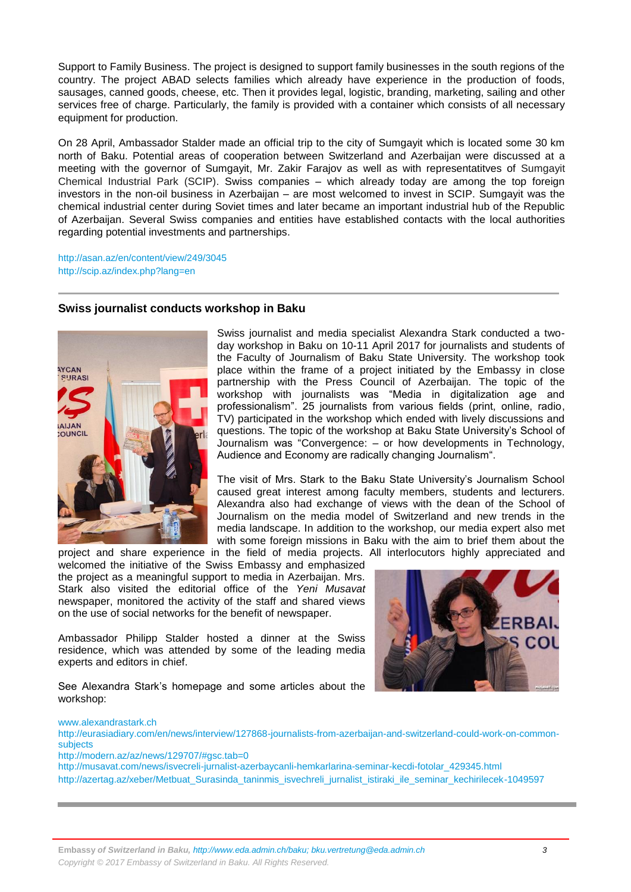Support to Family Business. The project is designed to support family businesses in the south regions of the country. The project ABAD selects families which already have experience in the production of foods, sausages, canned goods, cheese, etc. Then it provides legal, logistic, branding, marketing, sailing and other services free of charge. Particularly, the family is provided with a container which consists of all necessary equipment for production.

On 28 April, Ambassador Stalder made an official trip to the city of Sumgayit which is located some 30 km north of Baku. Potential areas of cooperation between Switzerland and Azerbaijan were discussed at a meeting with the governor of Sumgayit, Mr. Zakir Farajov as well as with representatitves of Sumgayit Chemical Industrial Park (SCIP). Swiss companies – which already today are among the top foreign investors in the non-oil business in Azerbaijan – are most welcomed to invest in SCIP. Sumgayit was the chemical industrial center during Soviet times and later became an important industrial hub of the Republic of Azerbaijan. Several Swiss companies and entities have established contacts with the local authorities regarding potential investments and partnerships.

http://asan.az/en/content/view/249/3045
http://scip.az/index.php?lang=en

---

### Swiss journalist conducts workshop in Baku

Swiss journalist and media specialist Alexandra Stark conducted a two-day workshop in Baku on 10-11 April 2017 for journalists and students of the Faculty of Journalism of Baku State University. The workshop took place within the frame of a project initiated by the Embassy in close partnership with the Press Council of Azerbaijan. The topic of the workshop with journalists was "Media in digitalization age and professionalism". 25 journalists from various fields (print, online, radio, TV) participated in the workshop which ended with lively discussions and questions. The topic of the workshop at Baku State University's School of Journalism was "Convergence: – or how developments in Technology, Audience and Economy are radically changing Journalism".

The visit of Mrs. Stark to the Baku State University's Journalism School caused great interest among faculty members, students and lecturers. Alexandra also had exchange of views with the dean of the School of Journalism on the media model of Switzerland and new trends in the media landscape. In addition to the workshop, our media expert also met with some foreign missions in Baku with the aim to brief them about the project and share experience in the field of media projects. All interlocutors highly appreciated and welcomed the initiative of the Swiss Embassy and emphasized the project as a meaningful support to media in Azerbaijan. Mrs. Stark also visited the editorial office of the *Yeni Musavat* newspaper, monitored the activity of the staff and shared views on the use of social networks for the benefit of newspaper.

Ambassador Philipp Stalder hosted a dinner at the Swiss residence, which was attended by some of the leading media experts and editors in chief.

See Alexandra Stark's homepage and some articles about the workshop:

www.alexandrastark.ch
http://eurasiadiary.com/en/news/interview/127868-journalists-from-azerbaijan-and-switzerland-could-work-on-common-subjects
http://modern.az/az/news/129707/#gsc.tab=0
http://musavat.com/news/isvecreli-jurnalist-azerbaycanli-hemkarlarina-seminar-kecdi-fotolar_429345.html
http://azertag.az/xeber/Metbuat_Surasinda_taninmis_isvechreli_jurnalist_istiraki_ile_seminar_kechirilecek-1049597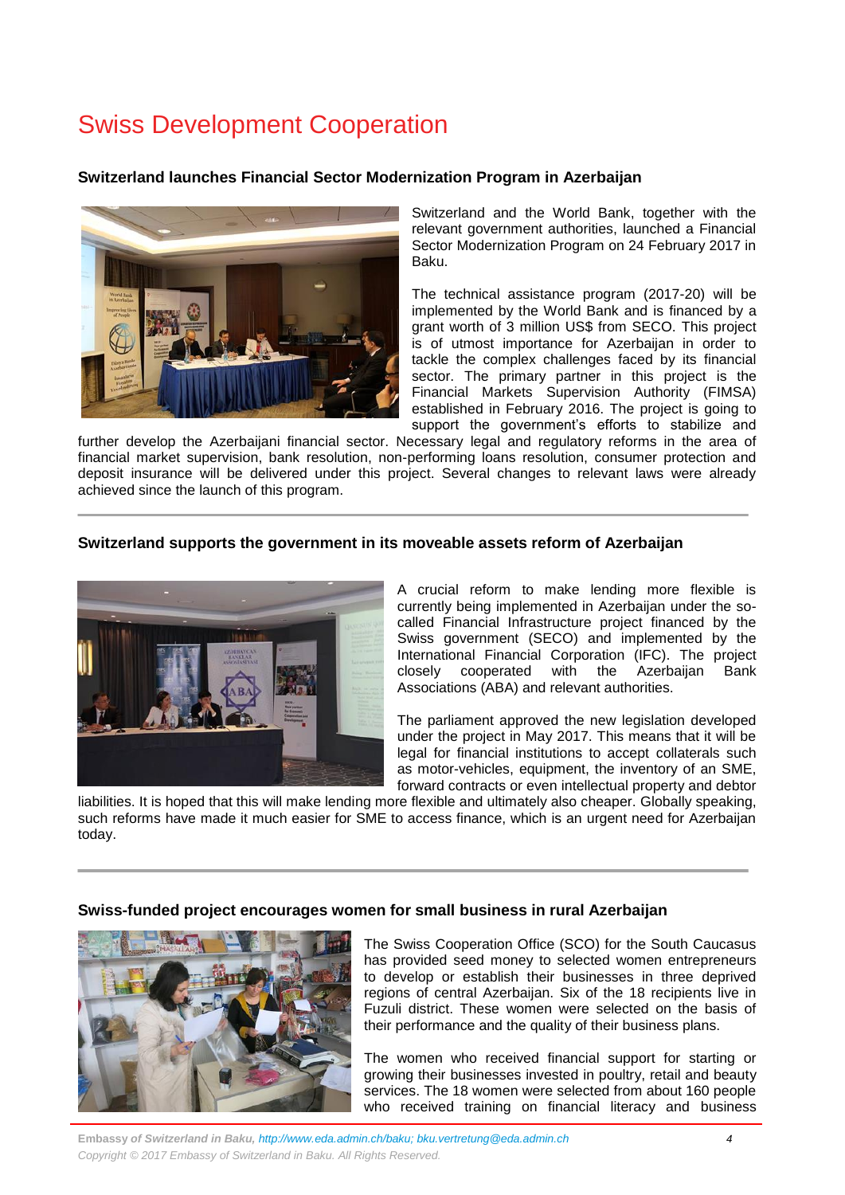# Swiss Development Cooperation

### Switzerland launches Financial Sector Modernization Program in Azerbaijan

Switzerland and the World Bank, together with the relevant government authorities, launched a Financial Sector Modernization Program on 24 February 2017 in Baku.

The technical assistance program (2017-20) will be implemented by the World Bank and is financed by a grant worth of 3 million US$ from SECO. This project is of utmost importance for Azerbaijan in order to tackle the complex challenges faced by its financial sector. The primary partner in this project is the Financial Markets Supervision Authority (FIMSA) established in February 2016. The project is going to support the government's efforts to stabilize and further develop the Azerbaijani financial sector. Necessary legal and regulatory reforms in the area of financial market supervision, bank resolution, non-performing loans resolution, consumer protection and deposit insurance will be delivered under this project. Several changes to relevant laws were already achieved since the launch of this program.

---

### Switzerland supports the government in its moveable assets reform of Azerbaijan

A crucial reform to make lending more flexible is currently being implemented in Azerbaijan under the so-called Financial Infrastructure project financed by the Swiss government (SECO) and implemented by the International Financial Corporation (IFC). The project closely cooperated with the Azerbaijan Bank Associations (ABA) and relevant authorities.

The parliament approved the new legislation developed under the project in May 2017. This means that it will be legal for financial institutions to accept collaterals such as motor-vehicles, equipment, the inventory of an SME, forward contracts or even intellectual property and debtor liabilities. It is hoped that this will make lending more flexible and ultimately also cheaper. Globally speaking, such reforms have made it much easier for SME to access finance, which is an urgent need for Azerbaijan today.

---

### Swiss-funded project encourages women for small business in rural Azerbaijan

The Swiss Cooperation Office (SCO) for the South Caucasus has provided seed money to selected women entrepreneurs to develop or establish their businesses in three deprived regions of central Azerbaijan. Six of the 18 recipients live in Fuzuli district. These women were selected on the basis of their performance and the quality of their business plans.

The women who received financial support for starting or growing their businesses invested in poultry, retail and beauty services. The 18 women were selected from about 160 people who received training on financial literacy and business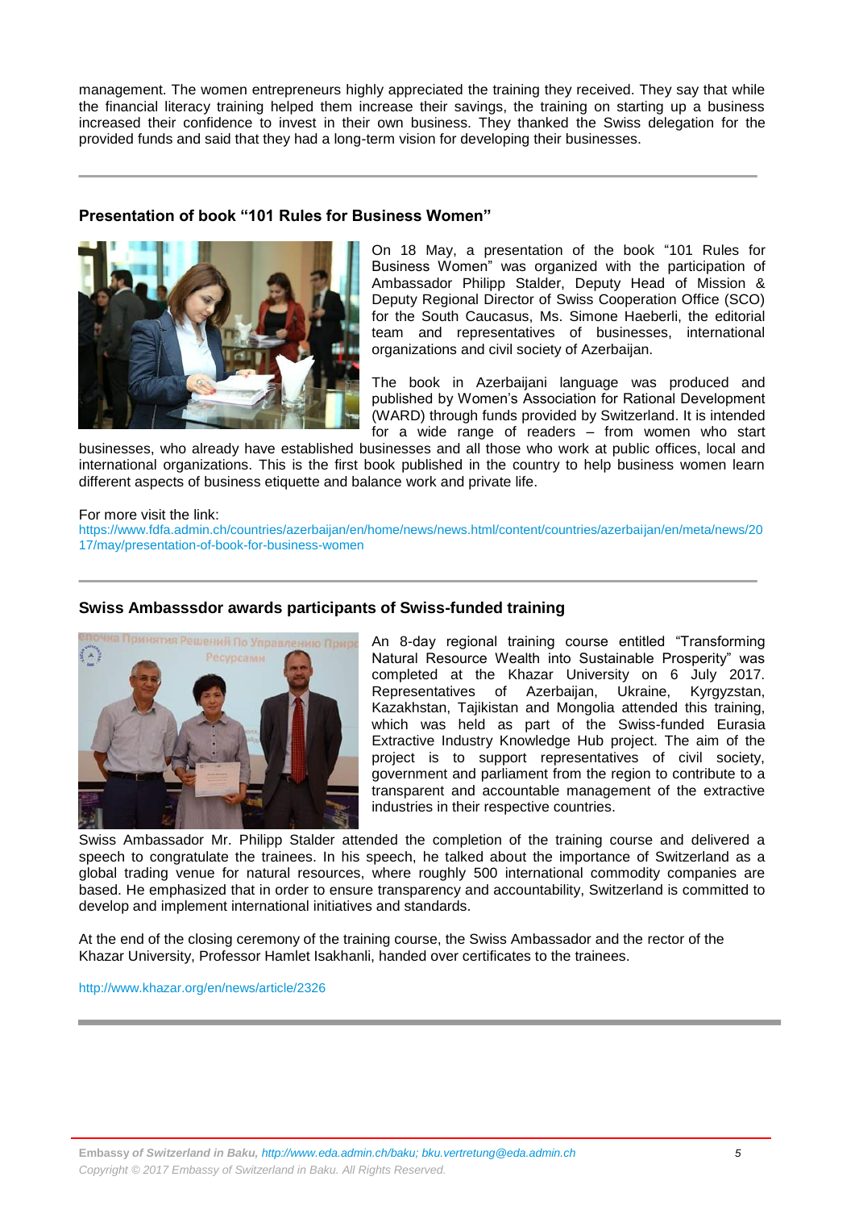management. The women entrepreneurs highly appreciated the training they received. They say that while the financial literacy training helped them increase their savings, the training on starting up a business increased their confidence to invest in their own business. They thanked the Swiss delegation for the provided funds and said that they had a long-term vision for developing their businesses.

---

### Presentation of book "101 Rules for Business Women"

On 18 May, a presentation of the book "101 Rules for Business Women" was organized with the participation of Ambassador Philipp Stalder, Deputy Head of Mission & Deputy Regional Director of Swiss Cooperation Office (SCO) for the South Caucasus, Ms. Simone Haeberli, the editorial team and representatives of businesses, international organizations and civil society of Azerbaijan.

The book in Azerbaijani language was produced and published by Women's Association for Rational Development (WARD) through funds provided by Switzerland. It is intended for a wide range of readers – from women who start businesses, who already have established businesses and all those who work at public offices, local and international organizations. This is the first book published in the country to help business women learn different aspects of business etiquette and balance work and private life.

For more visit the link:
https://www.fdfa.admin.ch/countries/azerbaijan/en/home/news/news.html/content/countries/azerbaijan/en/meta/news/2017/may/presentation-of-book-for-business-women

---

### Swiss Ambasssdor awards participants of Swiss-funded training

An 8-day regional training course entitled "Transforming Natural Resource Wealth into Sustainable Prosperity" was completed at the Khazar University on 6 July 2017. Representatives of Azerbaijan, Ukraine, Kyrgyzstan, Kazakhstan, Tajikistan and Mongolia attended this training, which was held as part of the Swiss-funded Eurasia Extractive Industry Knowledge Hub project. The aim of the project is to support representatives of civil society, government and parliament from the region to contribute to a transparent and accountable management of the extractive industries in their respective countries.

Swiss Ambassador Mr. Philipp Stalder attended the completion of the training course and delivered a speech to congratulate the trainees. In his speech, he talked about the importance of Switzerland as a global trading venue for natural resources, where roughly 500 international commodity companies are based. He emphasized that in order to ensure transparency and accountability, Switzerland is committed to develop and implement international initiatives and standards.

At the end of the closing ceremony of the training course, the Swiss Ambassador and the rector of the Khazar University, Professor Hamlet Isakhanli, handed over certificates to the trainees.

http://www.khazar.org/en/news/article/2326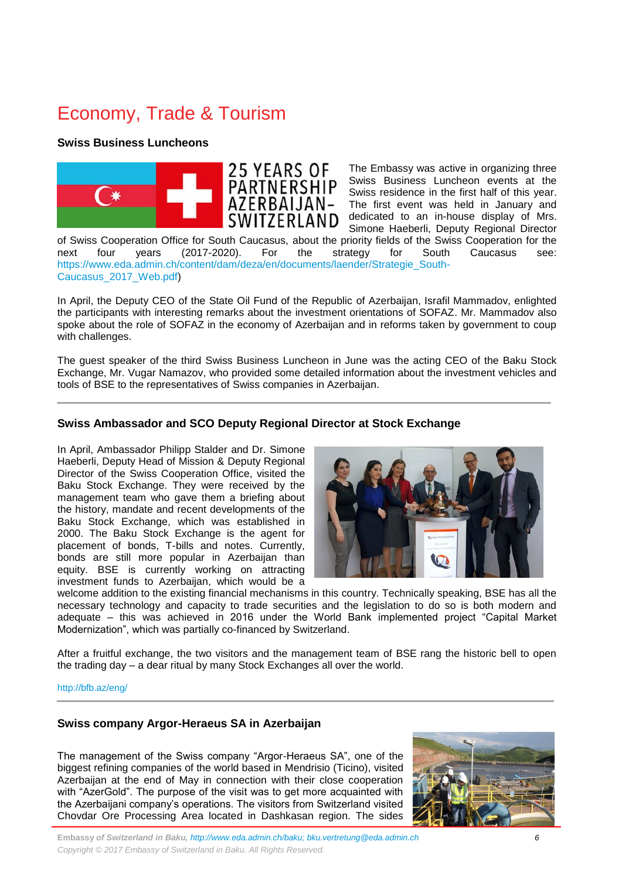# Economy, Trade & Tourism

**Swiss Business Luncheons**

25 YEARS OF PARTNERSHIP AZERBAIJAN–SWITZERLAND

The Embassy was active in organizing three Swiss Business Luncheon events at the Swiss residence in the first half of this year. The first event was held in January and dedicated to an in-house display of Mrs. Simone Haeberli, Deputy Regional Director of Swiss Cooperation Office for South Caucasus, about the priority fields of the Swiss Cooperation for the next four years (2017-2020). For the strategy for South Caucasus see: https://www.eda.admin.ch/content/dam/deza/en/documents/laender/Strategie_South-Caucasus_2017_Web.pdf)

In April, the Deputy CEO of the State Oil Fund of the Republic of Azerbaijan, Israfil Mammadov, enlighted the participants with interesting remarks about the investment orientations of SOFAZ. Mr. Mammadov also spoke about the role of SOFAZ in the economy of Azerbaijan and in reforms taken by government to coup with challenges.

The guest speaker of the third Swiss Business Luncheon in June was the acting CEO of the Baku Stock Exchange, Mr. Vugar Namazov, who provided some detailed information about the investment vehicles and tools of BSE to the representatives of Swiss companies in Azerbaijan.

---

**Swiss Ambassador and SCO Deputy Regional Director at Stock Exchange**

In April, Ambassador Philipp Stalder and Dr. Simone Haeberli, Deputy Head of Mission & Deputy Regional Director of the Swiss Cooperation Office, visited the Baku Stock Exchange. They were received by the management team who gave them a briefing about the history, mandate and recent developments of the Baku Stock Exchange, which was established in 2000. The Baku Stock Exchange is the agent for placement of bonds, T-bills and notes. Currently, bonds are still more popular in Azerbaijan than equity. BSE is currently working on attracting investment funds to Azerbaijan, which would be a welcome addition to the existing financial mechanisms in this country. Technically speaking, BSE has all the necessary technology and capacity to trade securities and the legislation to do so is both modern and adequate – this was achieved in 2016 under the World Bank implemented project "Capital Market Modernization", which was partially co-financed by Switzerland.

After a fruitful exchange, the two visitors and the management team of BSE rang the historic bell to open the trading day – a dear ritual by many Stock Exchanges all over the world.

http://bfb.az/eng/

---

**Swiss company Argor-Heraeus SA in Azerbaijan**

The management of the Swiss company "Argor-Heraeus SA", one of the biggest refining companies of the world based in Mendrisio (Ticino), visited Azerbaijan at the end of May in connection with their close cooperation with "AzerGold". The purpose of the visit was to get more acquainted with the Azerbaijani company's operations. The visitors from Switzerland visited Chovdar Ore Processing Area located in Dashkasan region. The sides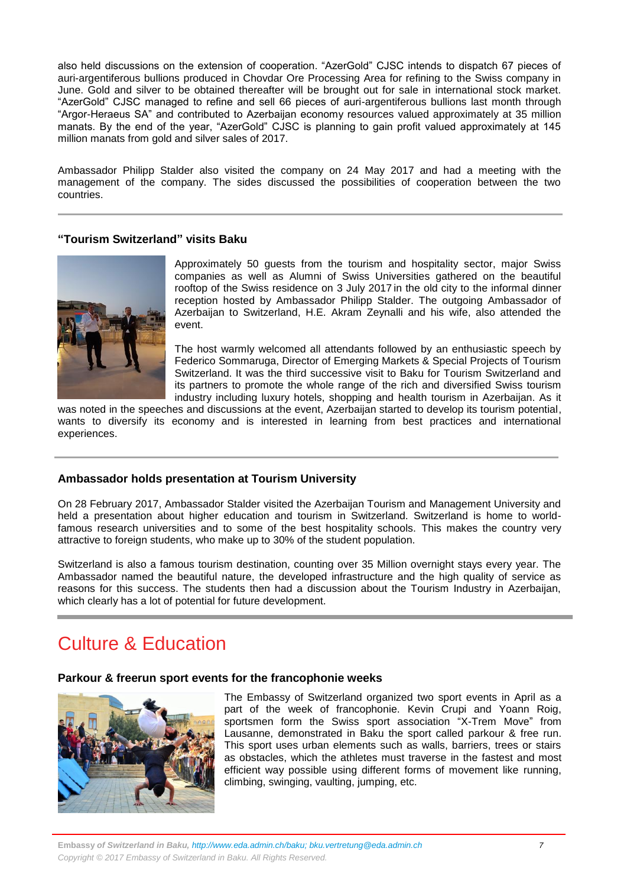also held discussions on the extension of cooperation. “AzerGold” CJSC intends to dispatch 67 pieces of auri-argentiferous bullions produced in Chovdar Ore Processing Area for refining to the Swiss company in June. Gold and silver to be obtained thereafter will be brought out for sale in international stock market. “AzerGold” CJSC managed to refine and sell 66 pieces of auri-argentiferous bullions last month through “Argor-Heraeus SA” and contributed to Azerbaijan economy resources valued approximately at 35 million manats. By the end of the year, “AzerGold” CJSC is planning to gain profit valued approximately at 145 million manats from gold and silver sales of 2017.

Ambassador Philipp Stalder also visited the company on 24 May 2017 and had a meeting with the management of the company. The sides discussed the possibilities of cooperation between the two countries.

### “Tourism Switzerland” visits Baku

Approximately 50 guests from the tourism and hospitality sector, major Swiss companies as well as Alumni of Swiss Universities gathered on the beautiful rooftop of the Swiss residence on 3 July 2017 in the old city to the informal dinner reception hosted by Ambassador Philipp Stalder. The outgoing Ambassador of Azerbaijan to Switzerland, H.E. Akram Zeynalli and his wife, also attended the event.

The host warmly welcomed all attendants followed by an enthusiastic speech by Federico Sommaruga, Director of Emerging Markets & Special Projects of Tourism Switzerland. It was the third successive visit to Baku for Tourism Switzerland and its partners to promote the whole range of the rich and diversified Swiss tourism industry including luxury hotels, shopping and health tourism in Azerbaijan. As it was noted in the speeches and discussions at the event, Azerbaijan started to develop its tourism potential, wants to diversify its economy and is interested in learning from best practices and international experiences.

### Ambassador holds presentation at Tourism University

On 28 February 2017, Ambassador Stalder visited the Azerbaijan Tourism and Management University and held a presentation about higher education and tourism in Switzerland. Switzerland is home to world-famous research universities and to some of the best hospitality schools. This makes the country very attractive to foreign students, who make up to 30% of the student population.

Switzerland is also a famous tourism destination, counting over 35 Million overnight stays every year. The Ambassador named the beautiful nature, the developed infrastructure and the high quality of service as reasons for this success. The students then had a discussion about the Tourism Industry in Azerbaijan, which clearly has a lot of potential for future development.

## Culture & Education

### Parkour & freerun sport events for the francophonie weeks

The Embassy of Switzerland organized two sport events in April as a part of the week of francophonie. Kevin Crupi and Yoann Roig, sportsmen form the Swiss sport association “X-Trem Move” from Lausanne, demonstrated in Baku the sport called parkour & free run. This sport uses urban elements such as walls, barriers, trees or stairs as obstacles, which the athletes must traverse in the fastest and most efficient way possible using different forms of movement like running, climbing, swinging, vaulting, jumping, etc.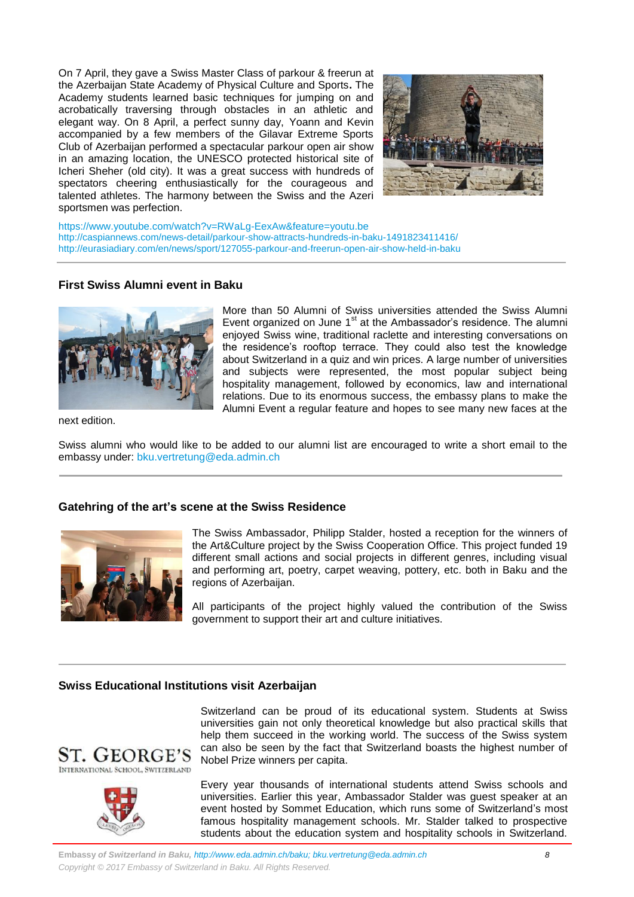On 7 April, they gave a Swiss Master Class of parkour & freerun at the Azerbaijan State Academy of Physical Culture and Sports**.** The Academy students learned basic techniques for jumping on and acrobatically traversing through obstacles in an athletic and elegant way. On 8 April, a perfect sunny day, Yoann and Kevin accompanied by a few members of the Gilavar Extreme Sports Club of Azerbaijan performed a spectacular parkour open air show in an amazing location, the UNESCO protected historical site of Icheri Sheher (old city). It was a great success with hundreds of spectators cheering enthusiastically for the courageous and talented athletes. The harmony between the Swiss and the Azeri sportsmen was perfection.

https://www.youtube.com/watch?v=RWaLg-EexAw&feature=youtu.be
http://caspiannews.com/news-detail/parkour-show-attracts-hundreds-in-baku-1491823411416/
http://eurasiadiary.com/en/news/sport/127055-parkour-and-freerun-open-air-show-held-in-baku

---

### First Swiss Alumni event in Baku

More than 50 Alumni of Swiss universities attended the Swiss Alumni Event organized on June 1st at the Ambassador's residence. The alumni enjoyed Swiss wine, traditional raclette and interesting conversations on the residence's rooftop terrace. They could also test the knowledge about Switzerland in a quiz and win prices. A large number of universities and subjects were represented, the most popular subject being hospitality management, followed by economics, law and international relations. Due to its enormous success, the embassy plans to make the Alumni Event a regular feature and hopes to see many new faces at the next edition.

Swiss alumni who would like to be added to our alumni list are encouraged to write a short email to the embassy under: bku.vertretung@eda.admin.ch

---

### Gatehring of the art's scene at the Swiss Residence

The Swiss Ambassador, Philipp Stalder, hosted a reception for the winners of the Art&Culture project by the Swiss Cooperation Office. This project funded 19 different small actions and social projects in different genres, including visual and performing art, poetry, carpet weaving, pottery, etc. both in Baku and the regions of Azerbaijan.

All participants of the project highly valued the contribution of the Swiss government to support their art and culture initiatives.

---

### Swiss Educational Institutions visit Azerbaijan

ST. GEORGE'S
INTERNATIONAL SCHOOL, SWITZERLAND

Switzerland can be proud of its educational system. Students at Swiss universities gain not only theoretical knowledge but also practical skills that help them succeed in the working world. The success of the Swiss system can also be seen by the fact that Switzerland boasts the highest number of Nobel Prize winners per capita.

Every year thousands of international students attend Swiss schools and universities. Earlier this year, Ambassador Stalder was guest speaker at an event hosted by Sommet Education, which runs some of Switzerland's most famous hospitality management schools. Mr. Stalder talked to prospective students about the education system and hospitality schools in Switzerland.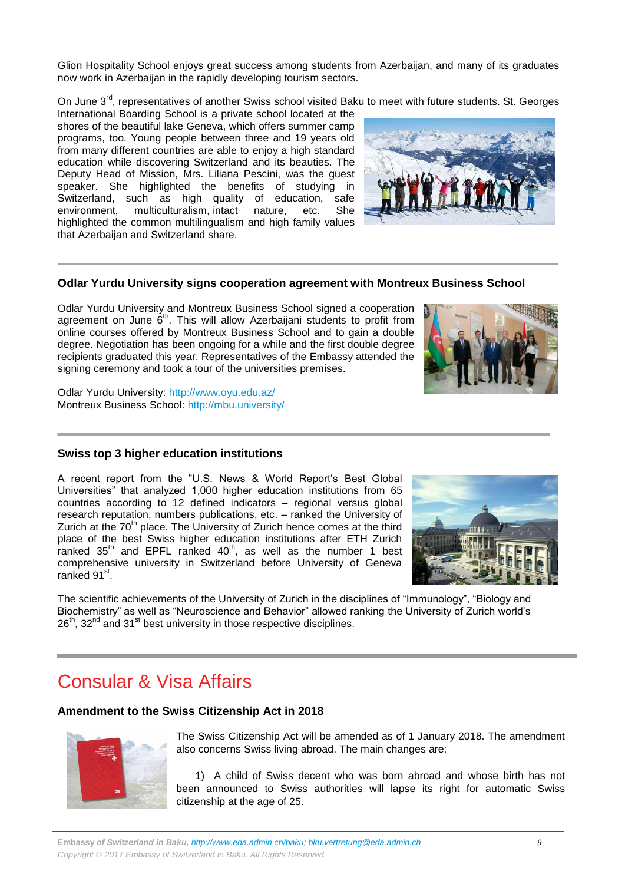Glion Hospitality School enjoys great success among students from Azerbaijan, and many of its graduates now work in Azerbaijan in the rapidly developing tourism sectors.

On June 3rd, representatives of another Swiss school visited Baku to meet with future students. St. Georges International Boarding School is a private school located at the shores of the beautiful lake Geneva, which offers summer camp programs, too. Young people between three and 19 years old from many different countries are able to enjoy a high standard education while discovering Switzerland and its beauties. The Deputy Head of Mission, Mrs. Liliana Pescini, was the guest speaker. She highlighted the benefits of studying in Switzerland, such as high quality of education, safe environment, multiculturalism, intact nature, etc. She highlighted the common multilingualism and high family values that Azerbaijan and Switzerland share.

---

### Odlar Yurdu University signs cooperation agreement with Montreux Business School

Odlar Yurdu University and Montreux Business School signed a cooperation agreement on June 6th. This will allow Azerbaijani students to profit from online courses offered by Montreux Business School and to gain a double degree. Negotiation has been ongoing for a while and the first double degree recipients graduated this year. Representatives of the Embassy attended the signing ceremony and took a tour of the universities premises.

Odlar Yurdu University: http://www.oyu.edu.az/
Montreux Business School: http://mbu.university/

---

### Swiss top 3 higher education institutions

A recent report from the "U.S. News & World Report's Best Global Universities" that analyzed 1,000 higher education institutions from 65 countries according to 12 defined indicators – regional versus global research reputation, numbers publications, etc. – ranked the University of Zurich at the 70th place. The University of Zurich hence comes at the third place of the best Swiss higher education institutions after ETH Zurich ranked 35th and EPFL ranked 40th, as well as the number 1 best comprehensive university in Switzerland before University of Geneva ranked 91st.

The scientific achievements of the University of Zurich in the disciplines of "Immunology", "Biology and Biochemistry" as well as "Neuroscience and Behavior" allowed ranking the University of Zurich world's 26th, 32nd and 31st best university in those respective disciplines.

---

## Consular & Visa Affairs

### Amendment to the Swiss Citizenship Act in 2018

The Swiss Citizenship Act will be amended as of 1 January 2018. The amendment also concerns Swiss living abroad. The main changes are:

1) A child of Swiss decent who was born abroad and whose birth has not been announced to Swiss authorities will lapse its right for automatic Swiss citizenship at the age of 25.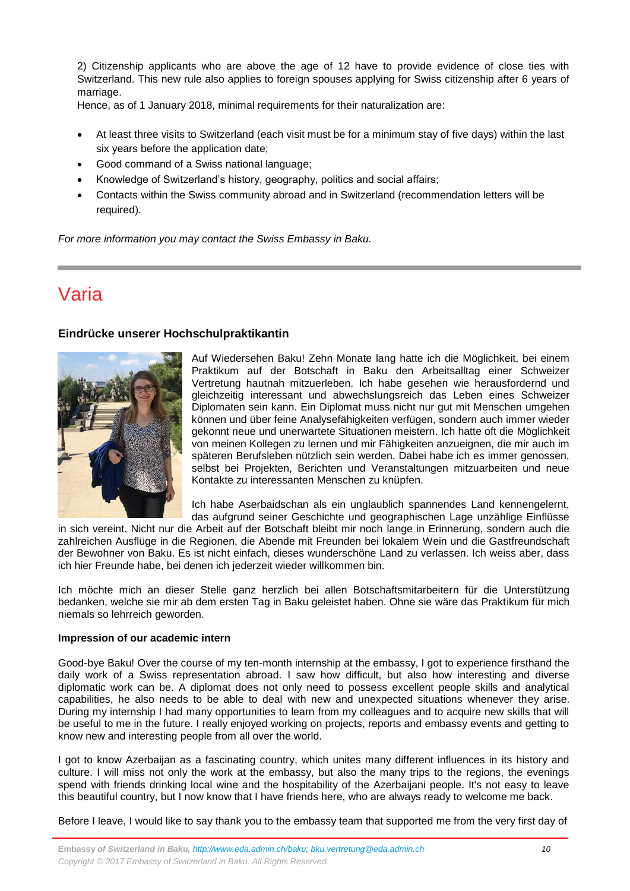2) Citizenship applicants who are above the age of 12 have to provide evidence of close ties with Switzerland. This new rule also applies to foreign spouses applying for Swiss citizenship after 6 years of marriage.

Hence, as of 1 January 2018, minimal requirements for their naturalization are:

- At least three visits to Switzerland (each visit must be for a minimum stay of five days) within the last six years before the application date;
- Good command of a Swiss national language;
- Knowledge of Switzerland's history, geography, politics and social affairs;
- Contacts within the Swiss community abroad and in Switzerland (recommendation letters will be required).

*For more information you may contact the Swiss Embassy in Baku.*

# Varia

### Eindrücke unserer Hochschulpraktikantin

Auf Wiedersehen Baku! Zehn Monate lang hatte ich die Möglichkeit, bei einem Praktikum auf der Botschaft in Baku den Arbeitsalltag einer Schweizer Vertretung hautnah mitzuerleben. Ich habe gesehen wie herausfordernd und gleichzeitig interessant und abwechslungsreich das Leben eines Schweizer Diplomaten sein kann. Ein Diplomat muss nicht nur gut mit Menschen umgehen können und über feine Analysefähigkeiten verfügen, sondern auch immer wieder gekonnt neue und unerwartete Situationen meistern. Ich hatte oft die Möglichkeit von meinen Kollegen zu lernen und mir Fähigkeiten anzueignen, die mir auch im späteren Berufsleben nützlich sein werden. Dabei habe ich es immer genossen, selbst bei Projekten, Berichten und Veranstaltungen mitzuarbeiten und neue Kontakte zu interessanten Menschen zu knüpfen.

Ich habe Aserbaidschan als ein unglaublich spannendes Land kennengelernt, das aufgrund seiner Geschichte und geographischen Lage unzählige Einflüsse in sich vereint. Nicht nur die Arbeit auf der Botschaft bleibt mir noch lange in Erinnerung, sondern auch die zahlreichen Ausflüge in die Regionen, die Abende mit Freunden bei lokalem Wein und die Gastfreundschaft der Bewohner von Baku. Es ist nicht einfach, dieses wunderschöne Land zu verlassen. Ich weiss aber, dass ich hier Freunde habe, bei denen ich jederzeit wieder willkommen bin.

Ich möchte mich an dieser Stelle ganz herzlich bei allen Botschaftsmitarbeitern für die Unterstützung bedanken, welche sie mir ab dem ersten Tag in Baku geleistet haben. Ohne sie wäre das Praktikum für mich niemals so lehrreich geworden.

**Impression of our academic intern**

Good-bye Baku! Over the course of my ten-month internship at the embassy, I got to experience firsthand the daily work of a Swiss representation abroad. I saw how difficult, but also how interesting and diverse diplomatic work can be. A diplomat does not only need to possess excellent people skills and analytical capabilities, he also needs to be able to deal with new and unexpected situations whenever they arise. During my internship I had many opportunities to learn from my colleagues and to acquire new skills that will be useful to me in the future. I really enjoyed working on projects, reports and embassy events and getting to know new and interesting people from all over the world.

I got to know Azerbaijan as a fascinating country, which unites many different influences in its history and culture. I will miss not only the work at the embassy, but also the many trips to the regions, the evenings spend with friends drinking local wine and the hospitality of the Azerbaijani people. It's not easy to leave this beautiful country, but I now know that I have friends here, who are always ready to welcome me back.

Before I leave, I would like to say thank you to the embassy team that supported me from the very first day of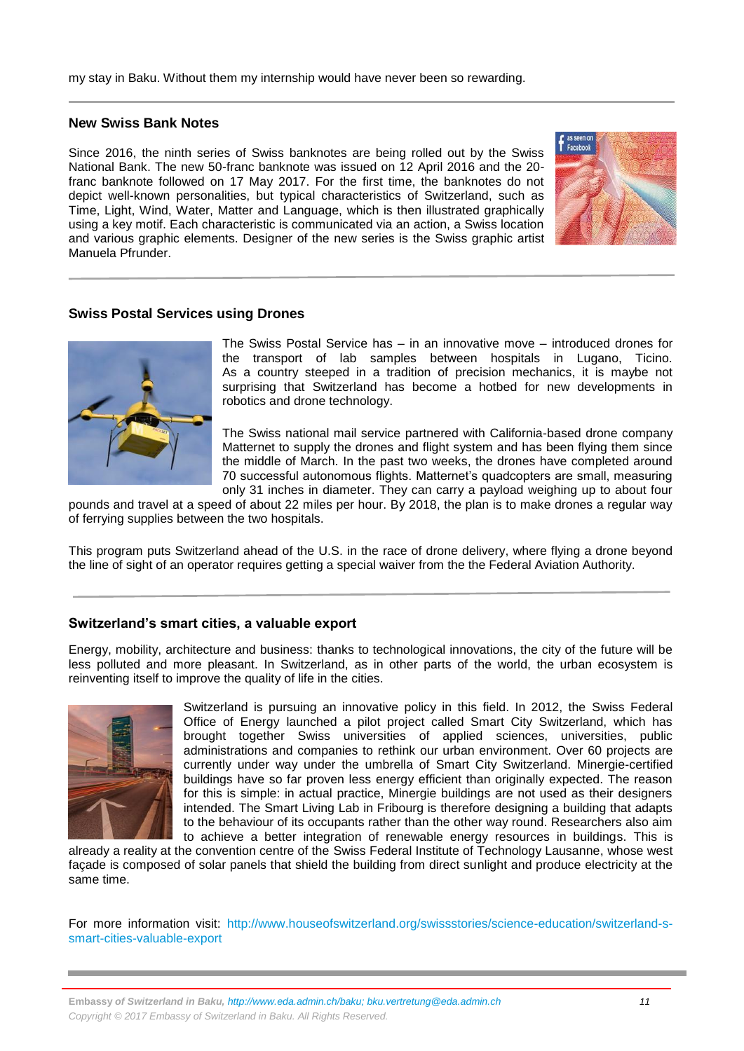my stay in Baku. Without them my internship would have never been so rewarding.

## New Swiss Bank Notes

Since 2016, the ninth series of Swiss banknotes are being rolled out by the Swiss National Bank. The new 50-franc banknote was issued on 12 April 2016 and the 20-franc banknote followed on 17 May 2017. For the first time, the banknotes do not depict well-known personalities, but typical characteristics of Switzerland, such as Time, Light, Wind, Water, Matter and Language, which is then illustrated graphically using a key motif. Each characteristic is communicated via an action, a Swiss location and various graphic elements. Designer of the new series is the Swiss graphic artist Manuela Pfrunder.

## Swiss Postal Services using Drones

The Swiss Postal Service has – in an innovative move – introduced drones for the transport of lab samples between hospitals in Lugano, Ticino. As a country steeped in a tradition of precision mechanics, it is maybe not surprising that Switzerland has become a hotbed for new developments in robotics and drone technology.

The Swiss national mail service partnered with California-based drone company Matternet to supply the drones and flight system and has been flying them since the middle of March. In the past two weeks, the drones have completed around 70 successful autonomous flights. Matternet's quadcopters are small, measuring only 31 inches in diameter. They can carry a payload weighing up to about four pounds and travel at a speed of about 22 miles per hour. By 2018, the plan is to make drones a regular way of ferrying supplies between the two hospitals.

This program puts Switzerland ahead of the U.S. in the race of drone delivery, where flying a drone beyond the line of sight of an operator requires getting a special waiver from the the Federal Aviation Authority.

## Switzerland's smart cities, a valuable export

Energy, mobility, architecture and business: thanks to technological innovations, the city of the future will be less polluted and more pleasant. In Switzerland, as in other parts of the world, the urban ecosystem is reinventing itself to improve the quality of life in the cities.

Switzerland is pursuing an innovative policy in this field. In 2012, the Swiss Federal Office of Energy launched a pilot project called Smart City Switzerland, which has brought together Swiss universities of applied sciences, universities, public administrations and companies to rethink our urban environment. Over 60 projects are currently under way under the umbrella of Smart City Switzerland. Minergie-certified buildings have so far proven less energy efficient than originally expected. The reason for this is simple: in actual practice, Minergie buildings are not used as their designers intended. The Smart Living Lab in Fribourg is therefore designing a building that adapts to the behaviour of its occupants rather than the other way round. Researchers also aim to achieve a better integration of renewable energy resources in buildings. This is already a reality at the convention centre of the Swiss Federal Institute of Technology Lausanne, whose west façade is composed of solar panels that shield the building from direct sunlight and produce electricity at the same time.

For more information visit: http://www.houseofswitzerland.org/swissstories/science-education/switzerland-s-smart-cities-valuable-export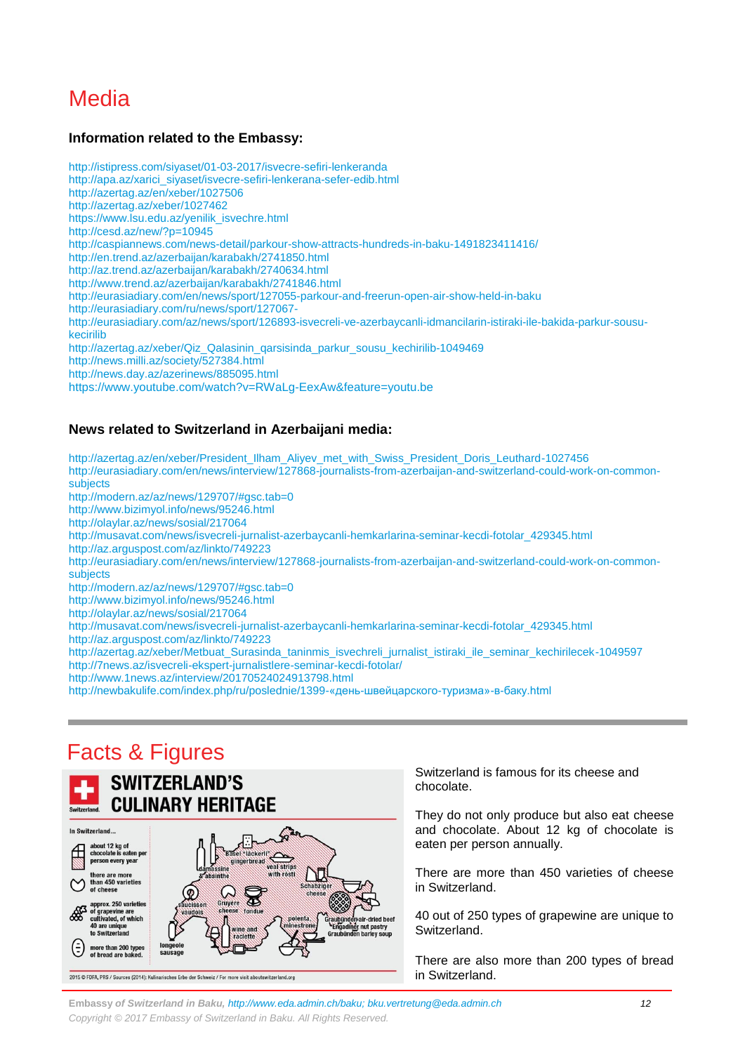# Media

### Information related to the Embassy:

http://istipress.com/siyaset/01-03-2017/isvecre-sefiri-lenkeranda
http://apa.az/xarici_siyaset/isvecre-sefiri-lenkerana-sefer-edib.html
http://azertag.az/en/xeber/1027506
http://azertag.az/xeber/1027462
https://www.lsu.edu.az/yenilik_isvechre.html
http://cesd.az/new/?p=10945
http://caspiannews.com/news-detail/parkour-show-attracts-hundreds-in-baku-1491823411416/
http://en.trend.az/azerbaijan/karabakh/2741850.html
http://az.trend.az/azerbaijan/karabakh/2740634.html
http://www.trend.az/azerbaijan/karabakh/2741846.html
http://eurasiadiary.com/en/news/sport/127055-parkour-and-freerun-open-air-show-held-in-baku
http://eurasiadiary.com/ru/news/sport/127067-
http://eurasiadiary.com/az/news/sport/126893-isvecreli-ve-azerbaycanli-idmancilarin-istiraki-ile-bakida-parkur-sousu-kecirilib
http://azertag.az/xeber/Qiz_Qalasinin_qarsisinda_parkur_sousu_kechirilib-1049469
http://news.milli.az/society/527384.html
http://news.day.az/azerinews/885095.html
https://www.youtube.com/watch?v=RWaLg-EexAw&feature=youtu.be

### News related to Switzerland in Azerbaijani media:

http://azertag.az/en/xeber/President_Ilham_Aliyev_met_with_Swiss_President_Doris_Leuthard-1027456
http://eurasiadiary.com/en/news/interview/127868-journalists-from-azerbaijan-and-switzerland-could-work-on-common-subjects
http://modern.az/az/news/129707/#gsc.tab=0
http://www.bizimyol.info/news/95246.html
http://olaylar.az/news/sosial/217064
http://musavat.com/news/isvecreli-jurnalist-azerbaycanli-hemkarlarina-seminar-kecdi-fotolar_429345.html
http://az.arguspost.com/az/linkto/749223
http://eurasiadiary.com/en/news/interview/127868-journalists-from-azerbaijan-and-switzerland-could-work-on-common-subjects
http://modern.az/az/news/129707/#gsc.tab=0
http://www.bizimyol.info/news/95246.html
http://olaylar.az/news/sosial/217064
http://musavat.com/news/isvecreli-jurnalist-azerbaycanli-hemkarlarina-seminar-kecdi-fotolar_429345.html
http://az.arguspost.com/az/linkto/749223
http://azertag.az/xeber/Metbuat_Surasinda_taninmis_isvechreli_jurnalist_istiraki_ile_seminar_kechirilecek-1049597
http://7news.az/isvecreli-ekspert-jurnalistlere-seminar-kecdi-fotolar/
http://www.1news.az/interview/20170524024913798.html
http://newbakulife.com/index.php/ru/poslednie/1399-«день-швейцарского-туризма»-в-баку.html

# Facts & Figures

SWITZERLAND'S CULINARY HERITAGE

In Switzerland...

about 12 kg of chocolate is eaten per person every year

there are more than 450 varieties of cheese

approx. 250 varieties of grapevine are cultivated, of which 40 are unique to Switzerland

more than 200 types of bread are baked.

Basel "läckerli" gingerbread; damassine & absinthe; veal strips with rösti; Schabziger cheese; saucisson vaudois; Gruyère cheese; fondue; polenta, minestrone; Graubünden air-dried beef; Engadiner nut pastry; Graubünden barley soup; wine and raclette; longeole sausage

2015 © FDFA, PRS / Sources (2014): Kulinarisches Erbe der Schweiz / For more visit aboutswitzerland.org

Switzerland is famous for its cheese and chocolate.

They do not only produce but also eat cheese and chocolate. About 12 kg of chocolate is eaten per person annually.

There are more than 450 varieties of cheese in Switzerland.

40 out of 250 types of grapewine are unique to Switzerland.

There are also more than 200 types of bread in Switzerland.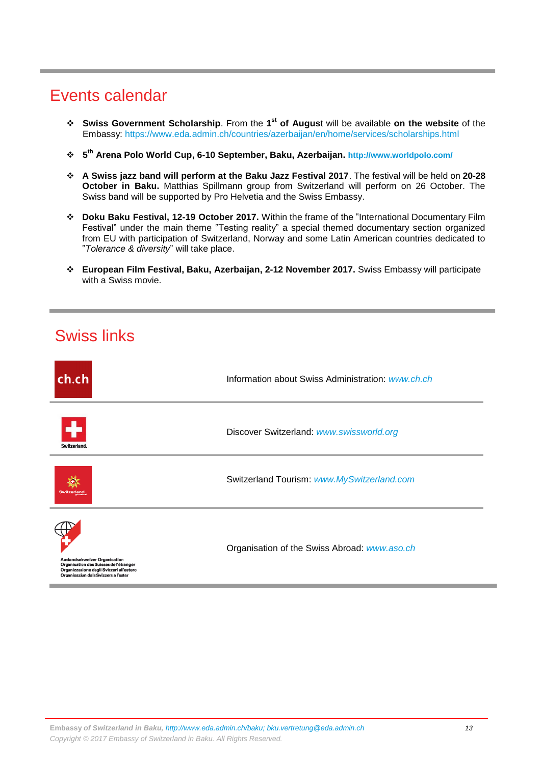## Events calendar

- **Swiss Government Scholarship**. From the **1st of August** will be available **on the website** of the Embassy: https://www.eda.admin.ch/countries/azerbaijan/en/home/services/scholarships.html
- **5th Arena Polo World Cup, 6-10 September, Baku, Azerbaijan.** **http://www.worldpolo.com/**
- **A Swiss jazz band will perform at the Baku Jazz Festival 2017**. The festival will be held on **20-28 October in Baku.** Matthias Spillmann group from Switzerland will perform on 26 October. The Swiss band will be supported by Pro Helvetia and the Swiss Embassy.
- **Doku Baku Festival, 12-19 October 2017.** Within the frame of the "International Documentary Film Festival" under the main theme "Testing reality" a special themed documentary section organized from EU with participation of Switzerland, Norway and some Latin American countries dedicated to "*Tolerance & diversity*" will take place.
- **European Film Festival, Baku, Azerbaijan, 2-12 November 2017.** Swiss Embassy will participate with a Swiss movie.

## Swiss links

| | |
|---|---|
| ch.ch | Information about Swiss Administration: *www.ch.ch* |
| Switzerland. | Discover Switzerland: *www.swissworld.org* |
| Switzerland. | Switzerland Tourism: *www.MySwitzerland.com* |
| Auslandschweizer-Organisation<br>Organisation des Suisses de l'étranger<br>Organizzazione degli Svizzeri all'estero<br>Organisaziun dals Svizzers a l'ester | Organisation of the Swiss Abroad: *www.aso.ch* |

**Embassy of Switzerland in Baku,** *http://www.eda.admin.ch/baku; bku.vertretung@eda.admin.ch*
*Copyright © 2017 Embassy of Switzerland in Baku. All Rights Reserved.*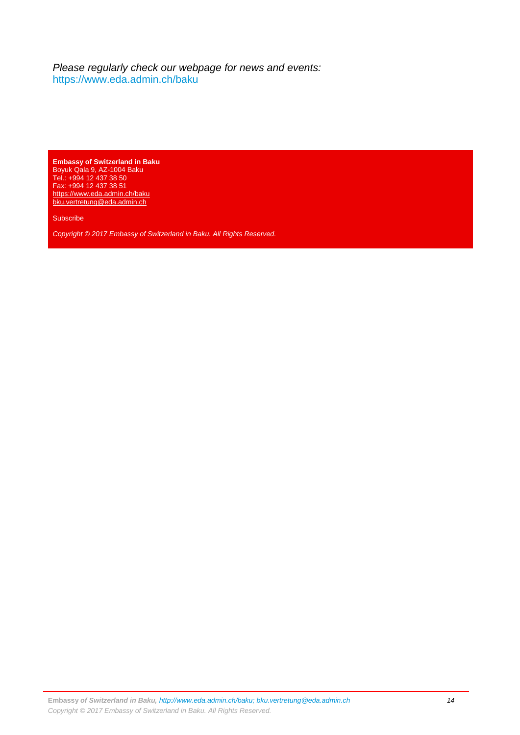*Please regularly check our webpage for news and events:*
https://www.eda.admin.ch/baku

**Embassy of Switzerland in Baku**
Boyuk Qala 9, AZ-1004 Baku
Tel.: +994 12 437 38 50
Fax: +994 12 437 38 51
https://www.eda.admin.ch/baku
bku.vertretung@eda.admin.ch

Subscribe

*Copyright © 2017 Embassy of Switzerland in Baku. All Rights Reserved.*